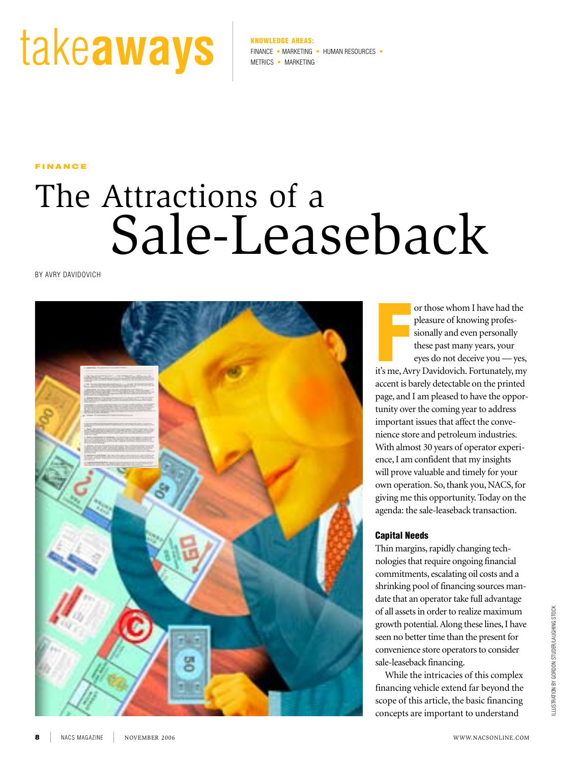# takeaways

**KNOWLEDGE AREAS:**
FINANCE • MARKETING • HUMAN RESOURCES • METRICS • MARKETING

FINANCE

# The Attractions of a Sale-Leaseback

BY AVRY DAVIDOVICH

For those whom I have had the pleasure of knowing professionally and even personally these past many years, your eyes do not deceive you — yes, it's me, Avry Davidovich. Fortunately, my accent is barely detectable on the printed page, and I am pleased to have the opportunity over the coming year to address important issues that affect the convenience store and petroleum industries. With almost 30 years of operator experience, I am confident that my insights will prove valuable and timely for your own operation. So, thank you, NACS, for giving me this opportunity. Today on the agenda: the sale-leaseback transaction.

## Capital Needs

Thin margins, rapidly changing technologies that require ongoing financial commitments, escalating oil costs and a shrinking pool of financing sources mandate that an operator take full advantage of all assets in order to realize maximum growth potential. Along these lines, I have seen no better time than the present for convenience store operators to consider sale-leaseback financing.

While the intricacies of this complex financing vehicle extend far beyond the scope of this article, the basic financing concepts are important to understand

ILLUSTRATION BY GORDON STUDER/LAUGHING STOCK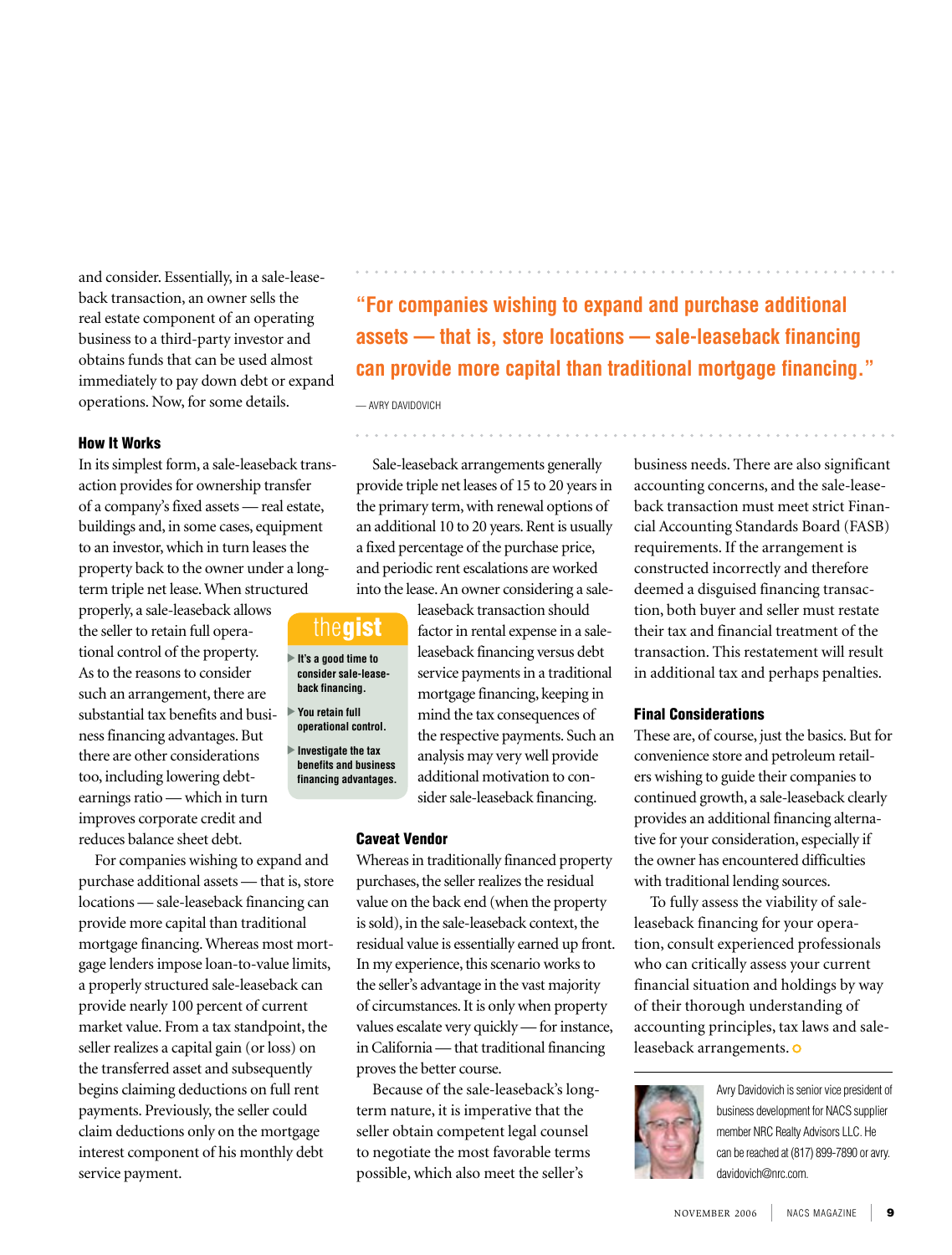and consider. Essentially, in a sale-leaseback transaction, an owner sells the real estate component of an operating business to a third-party investor and obtains funds that can be used almost immediately to pay down debt or expand operations. Now, for some details.

> **"For companies wishing to expand and purchase additional assets — that is, store locations — sale-leaseback financing can provide more capital than traditional mortgage financing."**
>
> — AVRY DAVIDOVICH

### How It Works

In its simplest form, a sale-leaseback transaction provides for ownership transfer of a company's fixed assets — real estate, buildings and, in some cases, equipment to an investor, which in turn leases the property back to the owner under a long-term triple net lease. When structured properly, a sale-leaseback allows the seller to retain full operational control of the property. As to the reasons to consider such an arrangement, there are substantial tax benefits and business financing advantages. But there are other considerations too, including lowering debt-earnings ratio — which in turn improves corporate credit and reduces balance sheet debt.

For companies wishing to expand and purchase additional assets — that is, store locations — sale-leaseback financing can provide more capital than traditional mortgage financing. Whereas most mortgage lenders impose loan-to-value limits, a properly structured sale-leaseback can provide nearly 100 percent of current market value. From a tax standpoint, the seller realizes a capital gain (or loss) on the transferred asset and subsequently begins claiming deductions on full rent payments. Previously, the seller could claim deductions only on the mortgage interest component of his monthly debt service payment.

**the gist**

- It's a good time to consider sale-leaseback financing.
- You retain full operational control.
- Investigate the tax benefits and business financing advantages.

Sale-leaseback arrangements generally provide triple net leases of 15 to 20 years in the primary term, with renewal options of an additional 10 to 20 years. Rent is usually a fixed percentage of the purchase price, and periodic rent escalations are worked into the lease. An owner considering a sale-leaseback transaction should factor in rental expense in a sale-leaseback financing versus debt service payments in a traditional mortgage financing, keeping in mind the tax consequences of the respective payments. Such an analysis may very well provide additional motivation to consider sale-leaseback financing.

### Caveat Vendor

Whereas in traditionally financed property purchases, the seller realizes the residual value on the back end (when the property is sold), in the sale-leaseback context, the residual value is essentially earned up front. In my experience, this scenario works to the seller's advantage in the vast majority of circumstances. It is only when property values escalate very quickly — for instance, in California — that traditional financing proves the better course.

Because of the sale-leaseback's long-term nature, it is imperative that the seller obtain competent legal counsel to negotiate the most favorable terms possible, which also meet the seller's business needs. There are also significant accounting concerns, and the sale-leaseback transaction must meet strict Financial Accounting Standards Board (FASB) requirements. If the arrangement is constructed incorrectly and therefore deemed a disguised financing transaction, both buyer and seller must restate their tax and financial treatment of the transaction. This restatement will result in additional tax and perhaps penalties.

### Final Considerations

These are, of course, just the basics. But for convenience store and petroleum retailers wishing to guide their companies to continued growth, a sale-leaseback clearly provides an additional financing alternative for your consideration, especially if the owner has encountered difficulties with traditional lending sources.

To fully assess the viability of sale-leaseback financing for your operation, consult experienced professionals who can critically assess your current financial situation and holdings by way of their thorough understanding of accounting principles, tax laws and sale-leaseback arrangements.

*Avry Davidovich is senior vice president of business development for NACS supplier member NRC Realty Advisors LLC. He can be reached at (817) 899-7890 or avry.davidovich@nrc.com.*